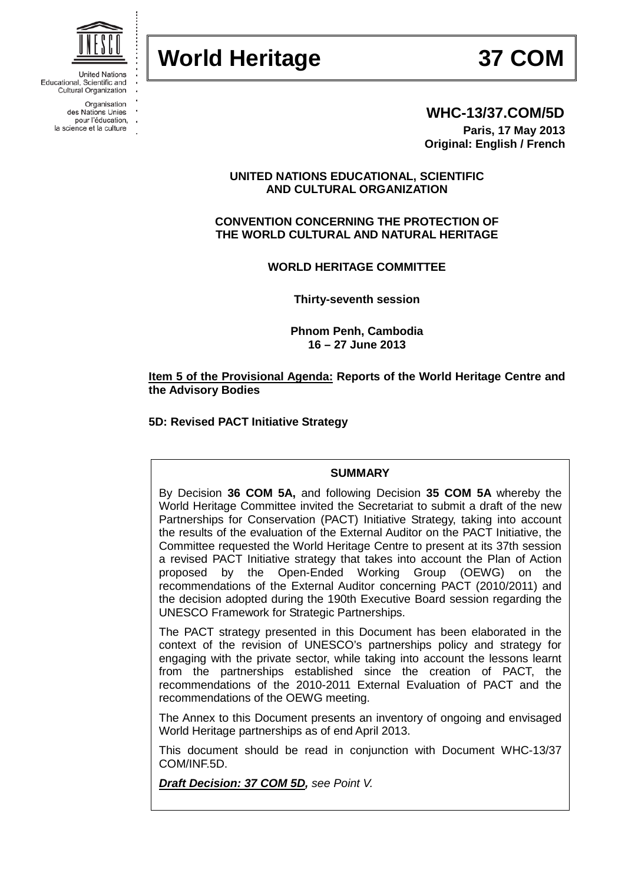United Nations Educational, Scientific and Cultural Organization

Organisation des Nations Unies pour l'éducation, la science et la culture

# World Heritage 37 COM

**WHC-13/37.COM/5D**

**Paris, 17 May 2013**
**Original: English / French**

**UNITED NATIONS EDUCATIONAL, SCIENTIFIC AND CULTURAL ORGANIZATION**

**CONVENTION CONCERNING THE PROTECTION OF THE WORLD CULTURAL AND NATURAL HERITAGE**

**WORLD HERITAGE COMMITTEE**

**Thirty-seventh session**

**Phnom Penh, Cambodia**
**16 – 27 June 2013**

**Item 5 of the Provisional Agenda: Reports of the World Heritage Centre and the Advisory Bodies**

**5D: Revised PACT Initiative Strategy**

**SUMMARY**

By Decision **36 COM 5A,** and following Decision **35 COM 5A** whereby the World Heritage Committee invited the Secretariat to submit a draft of the new Partnerships for Conservation (PACT) Initiative Strategy, taking into account the results of the evaluation of the External Auditor on the PACT Initiative, the Committee requested the World Heritage Centre to present at its 37th session a revised PACT Initiative strategy that takes into account the Plan of Action proposed by the Open-Ended Working Group (OEWG) on the recommendations of the External Auditor concerning PACT (2010/2011) and the decision adopted during the 190th Executive Board session regarding the UNESCO Framework for Strategic Partnerships.

The PACT strategy presented in this Document has been elaborated in the context of the revision of UNESCO's partnerships policy and strategy for engaging with the private sector, while taking into account the lessons learnt from the partnerships established since the creation of PACT, the recommendations of the 2010-2011 External Evaluation of PACT and the recommendations of the OEWG meeting.

The Annex to this Document presents an inventory of ongoing and envisaged World Heritage partnerships as of end April 2013.

This document should be read in conjunction with Document WHC-13/37 COM/INF.5D.

***Draft Decision: 37 COM 5D,*** *see Point V.*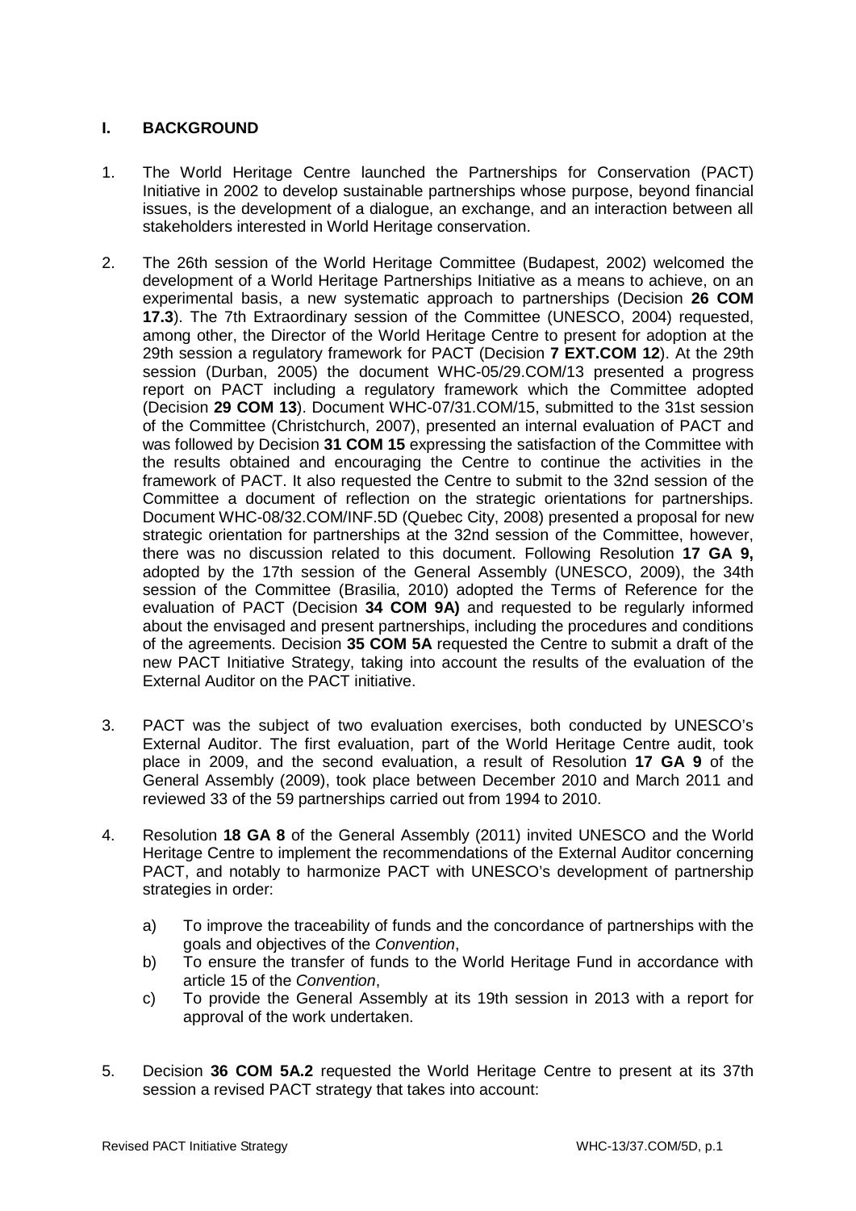## I. BACKGROUND

1. The World Heritage Centre launched the Partnerships for Conservation (PACT) Initiative in 2002 to develop sustainable partnerships whose purpose, beyond financial issues, is the development of a dialogue, an exchange, and an interaction between all stakeholders interested in World Heritage conservation.

2. The 26th session of the World Heritage Committee (Budapest, 2002) welcomed the development of a World Heritage Partnerships Initiative as a means to achieve, on an experimental basis, a new systematic approach to partnerships (Decision **26 COM 17.3**). The 7th Extraordinary session of the Committee (UNESCO, 2004) requested, among other, the Director of the World Heritage Centre to present for adoption at the 29th session a regulatory framework for PACT (Decision **7 EXT.COM 12**). At the 29th session (Durban, 2005) the document WHC-05/29.COM/13 presented a progress report on PACT including a regulatory framework which the Committee adopted (Decision **29 COM 13**). Document WHC-07/31.COM/15, submitted to the 31st session of the Committee (Christchurch, 2007), presented an internal evaluation of PACT and was followed by Decision **31 COM 15** expressing the satisfaction of the Committee with the results obtained and encouraging the Centre to continue the activities in the framework of PACT. It also requested the Centre to submit to the 32nd session of the Committee a document of reflection on the strategic orientations for partnerships. Document WHC-08/32.COM/INF.5D (Quebec City, 2008) presented a proposal for new strategic orientation for partnerships at the 32nd session of the Committee, however, there was no discussion related to this document. Following Resolution **17 GA 9,** adopted by the 17th session of the General Assembly (UNESCO, 2009), the 34th session of the Committee (Brasilia, 2010) adopted the Terms of Reference for the evaluation of PACT (Decision **34 COM 9A)** and requested to be regularly informed about the envisaged and present partnerships, including the procedures and conditions of the agreements. Decision **35 COM 5A** requested the Centre to submit a draft of the new PACT Initiative Strategy, taking into account the results of the evaluation of the External Auditor on the PACT initiative.

3. PACT was the subject of two evaluation exercises, both conducted by UNESCO's External Auditor. The first evaluation, part of the World Heritage Centre audit, took place in 2009, and the second evaluation, a result of Resolution **17 GA 9** of the General Assembly (2009), took place between December 2010 and March 2011 and reviewed 33 of the 59 partnerships carried out from 1994 to 2010.

4. Resolution **18 GA 8** of the General Assembly (2011) invited UNESCO and the World Heritage Centre to implement the recommendations of the External Auditor concerning PACT, and notably to harmonize PACT with UNESCO's development of partnership strategies in order:

   a) To improve the traceability of funds and the concordance of partnerships with the goals and objectives of the *Convention*,
   b) To ensure the transfer of funds to the World Heritage Fund in accordance with article 15 of the *Convention*,
   c) To provide the General Assembly at its 19th session in 2013 with a report for approval of the work undertaken.

5. Decision **36 COM 5A.2** requested the World Heritage Centre to present at its 37th session a revised PACT strategy that takes into account: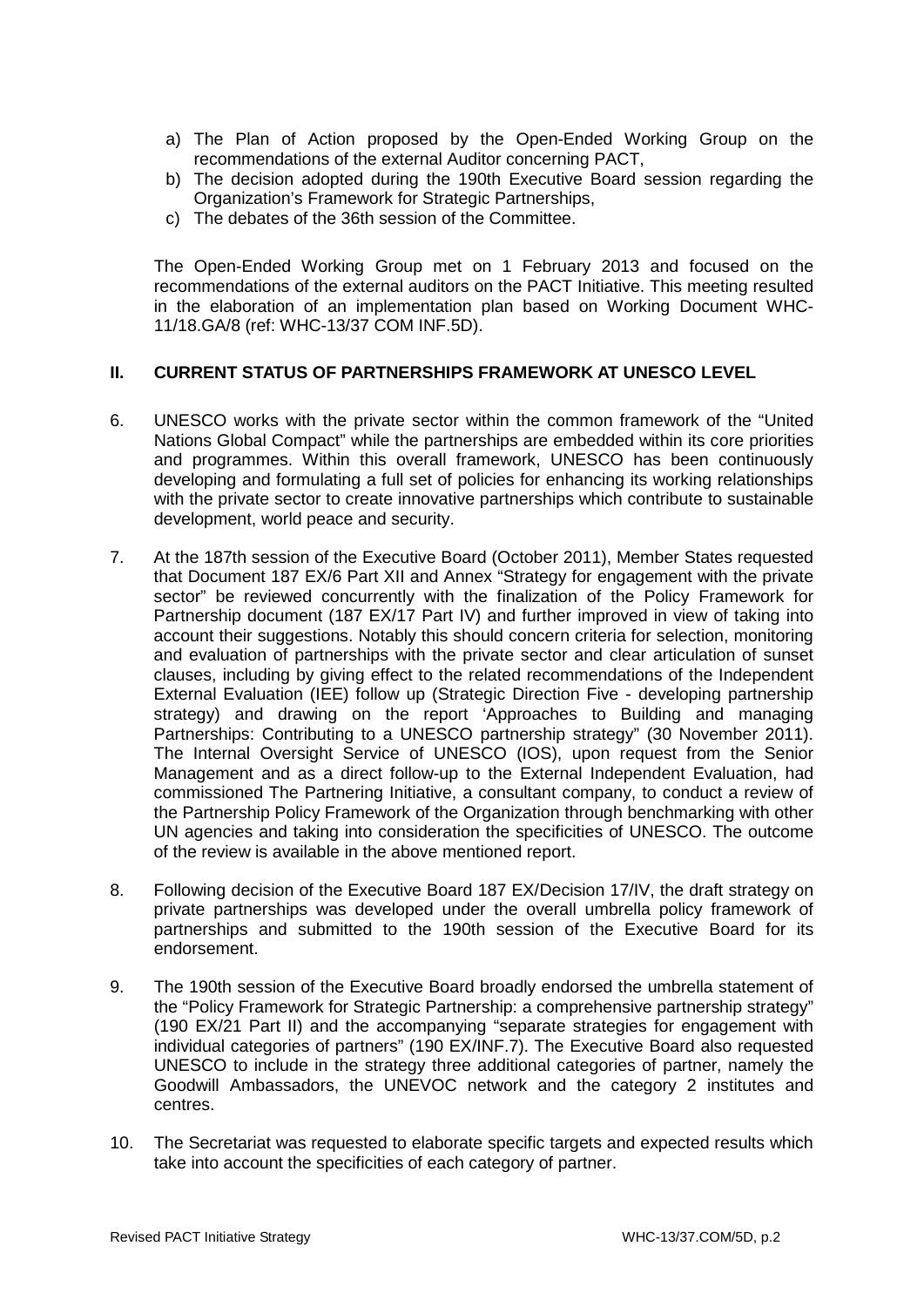a) The Plan of Action proposed by the Open-Ended Working Group on the recommendations of the external Auditor concerning PACT,
b) The decision adopted during the 190th Executive Board session regarding the Organization's Framework for Strategic Partnerships,
c) The debates of the 36th session of the Committee.

The Open-Ended Working Group met on 1 February 2013 and focused on the recommendations of the external auditors on the PACT Initiative. This meeting resulted in the elaboration of an implementation plan based on Working Document WHC-11/18.GA/8 (ref: WHC-13/37 COM INF.5D).

## II. CURRENT STATUS OF PARTNERSHIPS FRAMEWORK AT UNESCO LEVEL

6. UNESCO works with the private sector within the common framework of the "United Nations Global Compact" while the partnerships are embedded within its core priorities and programmes. Within this overall framework, UNESCO has been continuously developing and formulating a full set of policies for enhancing its working relationships with the private sector to create innovative partnerships which contribute to sustainable development, world peace and security.

7. At the 187th session of the Executive Board (October 2011), Member States requested that Document 187 EX/6 Part XII and Annex "Strategy for engagement with the private sector" be reviewed concurrently with the finalization of the Policy Framework for Partnership document (187 EX/17 Part IV) and further improved in view of taking into account their suggestions. Notably this should concern criteria for selection, monitoring and evaluation of partnerships with the private sector and clear articulation of sunset clauses, including by giving effect to the related recommendations of the Independent External Evaluation (IEE) follow up (Strategic Direction Five - developing partnership strategy) and drawing on the report 'Approaches to Building and managing Partnerships: Contributing to a UNESCO partnership strategy" (30 November 2011). The Internal Oversight Service of UNESCO (IOS), upon request from the Senior Management and as a direct follow-up to the External Independent Evaluation, had commissioned The Partnering Initiative, a consultant company, to conduct a review of the Partnership Policy Framework of the Organization through benchmarking with other UN agencies and taking into consideration the specificities of UNESCO. The outcome of the review is available in the above mentioned report.

8. Following decision of the Executive Board 187 EX/Decision 17/IV, the draft strategy on private partnerships was developed under the overall umbrella policy framework of partnerships and submitted to the 190th session of the Executive Board for its endorsement.

9. The 190th session of the Executive Board broadly endorsed the umbrella statement of the "Policy Framework for Strategic Partnership: a comprehensive partnership strategy" (190 EX/21 Part II) and the accompanying "separate strategies for engagement with individual categories of partners" (190 EX/INF.7). The Executive Board also requested UNESCO to include in the strategy three additional categories of partner, namely the Goodwill Ambassadors, the UNEVOC network and the category 2 institutes and centres.

10. The Secretariat was requested to elaborate specific targets and expected results which take into account the specificities of each category of partner.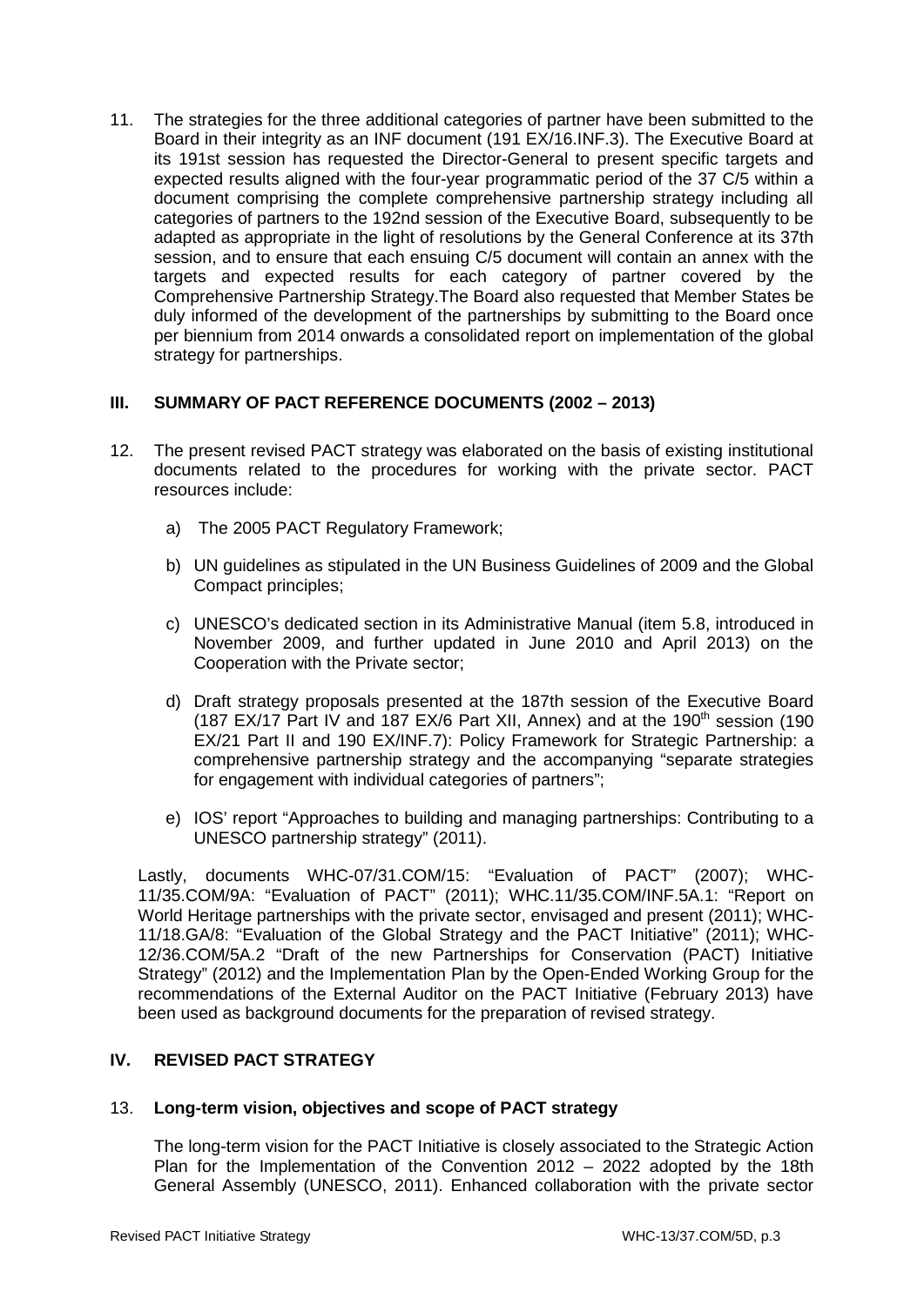11. The strategies for the three additional categories of partner have been submitted to the Board in their integrity as an INF document (191 EX/16.INF.3). The Executive Board at its 191st session has requested the Director-General to present specific targets and expected results aligned with the four-year programmatic period of the 37 C/5 within a document comprising the complete comprehensive partnership strategy including all categories of partners to the 192nd session of the Executive Board, subsequently to be adapted as appropriate in the light of resolutions by the General Conference at its 37th session, and to ensure that each ensuing C/5 document will contain an annex with the targets and expected results for each category of partner covered by the Comprehensive Partnership Strategy.The Board also requested that Member States be duly informed of the development of the partnerships by submitting to the Board once per biennium from 2014 onwards a consolidated report on implementation of the global strategy for partnerships.

## III. SUMMARY OF PACT REFERENCE DOCUMENTS (2002 – 2013)

12. The present revised PACT strategy was elaborated on the basis of existing institutional documents related to the procedures for working with the private sector. PACT resources include:

    a) The 2005 PACT Regulatory Framework;

    b) UN guidelines as stipulated in the UN Business Guidelines of 2009 and the Global Compact principles;

    c) UNESCO's dedicated section in its Administrative Manual (item 5.8, introduced in November 2009, and further updated in June 2010 and April 2013) on the Cooperation with the Private sector;

    d) Draft strategy proposals presented at the 187th session of the Executive Board (187 EX/17 Part IV and 187 EX/6 Part XII, Annex) and at the 190th session (190 EX/21 Part II and 190 EX/INF.7): Policy Framework for Strategic Partnership: a comprehensive partnership strategy and the accompanying "separate strategies for engagement with individual categories of partners";

    e) IOS' report "Approaches to building and managing partnerships: Contributing to a UNESCO partnership strategy" (2011).

    Lastly, documents WHC-07/31.COM/15: "Evaluation of PACT" (2007); WHC-11/35.COM/9A: "Evaluation of PACT" (2011); WHC.11/35.COM/INF.5A.1: "Report on World Heritage partnerships with the private sector, envisaged and present (2011); WHC-11/18.GA/8: "Evaluation of the Global Strategy and the PACT Initiative" (2011); WHC-12/36.COM/5A.2 "Draft of the new Partnerships for Conservation (PACT) Initiative Strategy" (2012) and the Implementation Plan by the Open-Ended Working Group for the recommendations of the External Auditor on the PACT Initiative (February 2013) have been used as background documents for the preparation of revised strategy.

## IV. REVISED PACT STRATEGY

13. **Long-term vision, objectives and scope of PACT strategy**

    The long-term vision for the PACT Initiative is closely associated to the Strategic Action Plan for the Implementation of the Convention 2012 – 2022 adopted by the 18th General Assembly (UNESCO, 2011). Enhanced collaboration with the private sector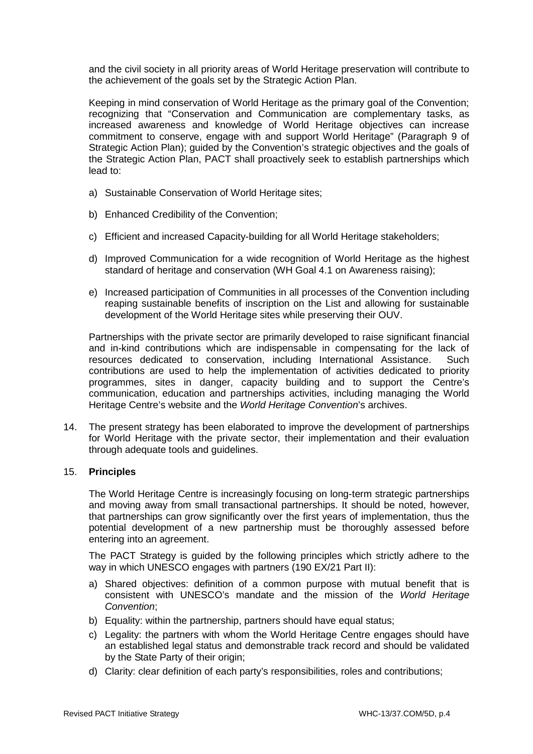and the civil society in all priority areas of World Heritage preservation will contribute to the achievement of the goals set by the Strategic Action Plan.

Keeping in mind conservation of World Heritage as the primary goal of the Convention; recognizing that "Conservation and Communication are complementary tasks, as increased awareness and knowledge of World Heritage objectives can increase commitment to conserve, engage with and support World Heritage" (Paragraph 9 of Strategic Action Plan); guided by the Convention's strategic objectives and the goals of the Strategic Action Plan, PACT shall proactively seek to establish partnerships which lead to:

a) Sustainable Conservation of World Heritage sites;

b) Enhanced Credibility of the Convention;

c) Efficient and increased Capacity-building for all World Heritage stakeholders;

d) Improved Communication for a wide recognition of World Heritage as the highest standard of heritage and conservation (WH Goal 4.1 on Awareness raising);

e) Increased participation of Communities in all processes of the Convention including reaping sustainable benefits of inscription on the List and allowing for sustainable development of the World Heritage sites while preserving their OUV.

Partnerships with the private sector are primarily developed to raise significant financial and in-kind contributions which are indispensable in compensating for the lack of resources dedicated to conservation, including International Assistance. Such contributions are used to help the implementation of activities dedicated to priority programmes, sites in danger, capacity building and to support the Centre's communication, education and partnerships activities, including managing the World Heritage Centre's website and the *World Heritage Convention*'s archives.

14. The present strategy has been elaborated to improve the development of partnerships for World Heritage with the private sector, their implementation and their evaluation through adequate tools and guidelines.

15. **Principles**

The World Heritage Centre is increasingly focusing on long-term strategic partnerships and moving away from small transactional partnerships. It should be noted, however, that partnerships can grow significantly over the first years of implementation, thus the potential development of a new partnership must be thoroughly assessed before entering into an agreement.

The PACT Strategy is guided by the following principles which strictly adhere to the way in which UNESCO engages with partners (190 EX/21 Part II):

a) Shared objectives: definition of a common purpose with mutual benefit that is consistent with UNESCO's mandate and the mission of the *World Heritage Convention*;
b) Equality: within the partnership, partners should have equal status;
c) Legality: the partners with whom the World Heritage Centre engages should have an established legal status and demonstrable track record and should be validated by the State Party of their origin;
d) Clarity: clear definition of each party's responsibilities, roles and contributions;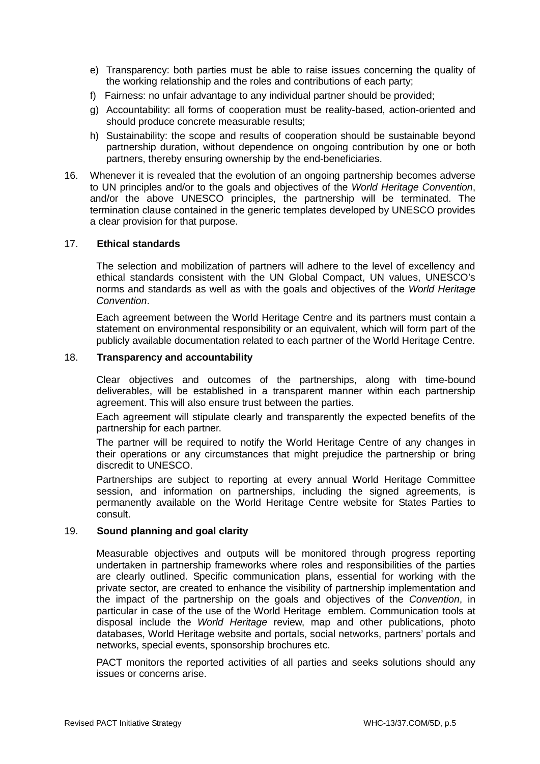e) Transparency: both parties must be able to raise issues concerning the quality of the working relationship and the roles and contributions of each party;

f) Fairness: no unfair advantage to any individual partner should be provided;

g) Accountability: all forms of cooperation must be reality-based, action-oriented and should produce concrete measurable results;

h) Sustainability: the scope and results of cooperation should be sustainable beyond partnership duration, without dependence on ongoing contribution by one or both partners, thereby ensuring ownership by the end-beneficiaries.

16. Whenever it is revealed that the evolution of an ongoing partnership becomes adverse to UN principles and/or to the goals and objectives of the *World Heritage Convention*, and/or the above UNESCO principles, the partnership will be terminated. The termination clause contained in the generic templates developed by UNESCO provides a clear provision for that purpose.

17. **Ethical standards**

The selection and mobilization of partners will adhere to the level of excellency and ethical standards consistent with the UN Global Compact, UN values, UNESCO's norms and standards as well as with the goals and objectives of the *World Heritage Convention*.

Each agreement between the World Heritage Centre and its partners must contain a statement on environmental responsibility or an equivalent, which will form part of the publicly available documentation related to each partner of the World Heritage Centre.

18. **Transparency and accountability**

Clear objectives and outcomes of the partnerships, along with time-bound deliverables, will be established in a transparent manner within each partnership agreement. This will also ensure trust between the parties.

Each agreement will stipulate clearly and transparently the expected benefits of the partnership for each partner.

The partner will be required to notify the World Heritage Centre of any changes in their operations or any circumstances that might prejudice the partnership or bring discredit to UNESCO.

Partnerships are subject to reporting at every annual World Heritage Committee session, and information on partnerships, including the signed agreements, is permanently available on the World Heritage Centre website for States Parties to consult.

19. **Sound planning and goal clarity**

Measurable objectives and outputs will be monitored through progress reporting undertaken in partnership frameworks where roles and responsibilities of the parties are clearly outlined. Specific communication plans, essential for working with the private sector, are created to enhance the visibility of partnership implementation and the impact of the partnership on the goals and objectives of the *Convention*, in particular in case of the use of the World Heritage emblem. Communication tools at disposal include the *World Heritage* review, map and other publications, photo databases, World Heritage website and portals, social networks, partners' portals and networks, special events, sponsorship brochures etc.

PACT monitors the reported activities of all parties and seeks solutions should any issues or concerns arise.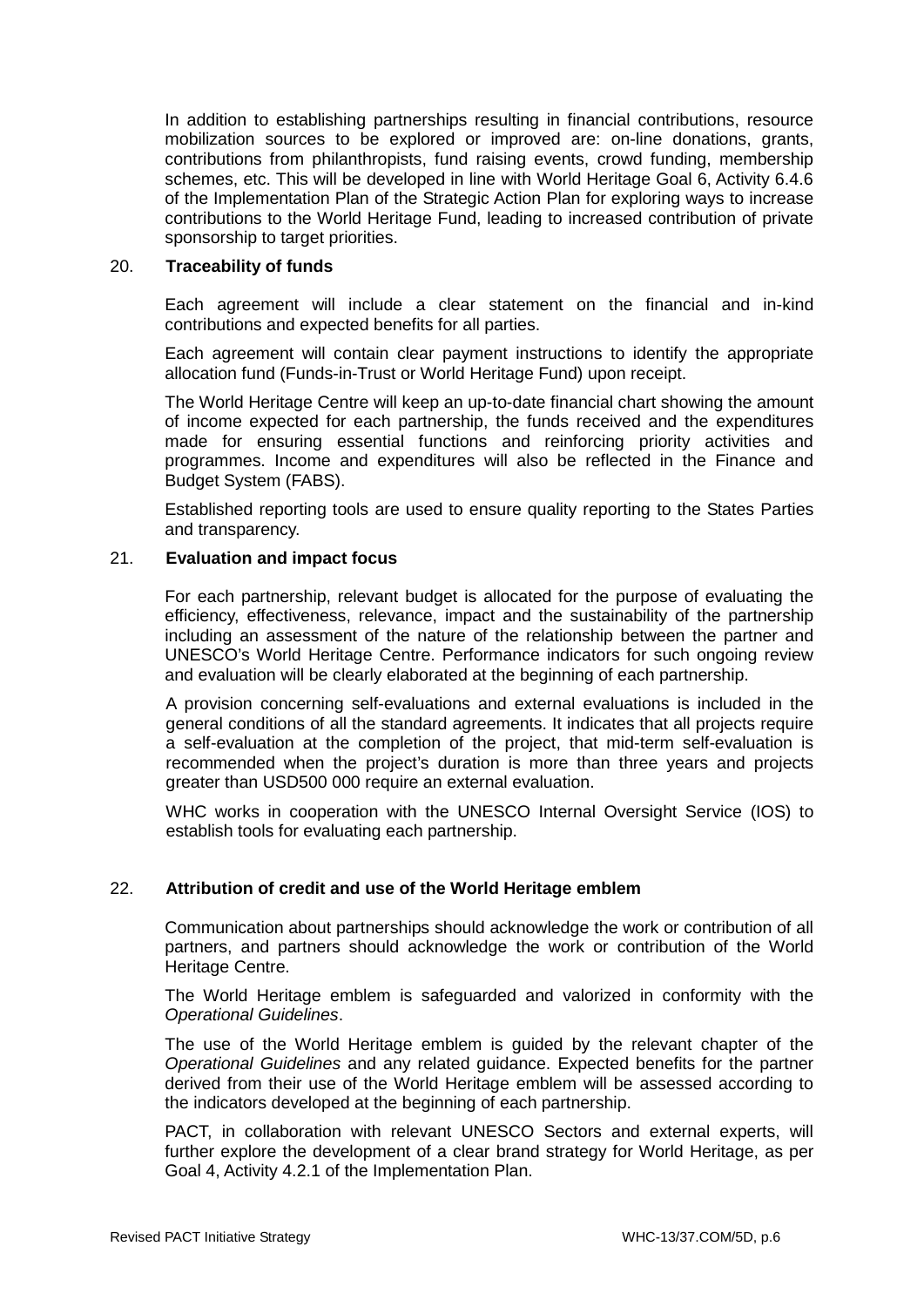In addition to establishing partnerships resulting in financial contributions, resource mobilization sources to be explored or improved are: on-line donations, grants, contributions from philanthropists, fund raising events, crowd funding, membership schemes, etc. This will be developed in line with World Heritage Goal 6, Activity 6.4.6 of the Implementation Plan of the Strategic Action Plan for exploring ways to increase contributions to the World Heritage Fund, leading to increased contribution of private sponsorship to target priorities.

20. **Traceability of funds**

Each agreement will include a clear statement on the financial and in-kind contributions and expected benefits for all parties.

Each agreement will contain clear payment instructions to identify the appropriate allocation fund (Funds-in-Trust or World Heritage Fund) upon receipt.

The World Heritage Centre will keep an up-to-date financial chart showing the amount of income expected for each partnership, the funds received and the expenditures made for ensuring essential functions and reinforcing priority activities and programmes. Income and expenditures will also be reflected in the Finance and Budget System (FABS).

Established reporting tools are used to ensure quality reporting to the States Parties and transparency.

21. **Evaluation and impact focus**

For each partnership, relevant budget is allocated for the purpose of evaluating the efficiency, effectiveness, relevance, impact and the sustainability of the partnership including an assessment of the nature of the relationship between the partner and UNESCO's World Heritage Centre. Performance indicators for such ongoing review and evaluation will be clearly elaborated at the beginning of each partnership.

A provision concerning self-evaluations and external evaluations is included in the general conditions of all the standard agreements. It indicates that all projects require a self-evaluation at the completion of the project, that mid-term self-evaluation is recommended when the project's duration is more than three years and projects greater than USD500 000 require an external evaluation.

WHC works in cooperation with the UNESCO Internal Oversight Service (IOS) to establish tools for evaluating each partnership.

22. **Attribution of credit and use of the World Heritage emblem**

Communication about partnerships should acknowledge the work or contribution of all partners, and partners should acknowledge the work or contribution of the World Heritage Centre.

The World Heritage emblem is safeguarded and valorized in conformity with the *Operational Guidelines*.

The use of the World Heritage emblem is guided by the relevant chapter of the *Operational Guidelines* and any related guidance. Expected benefits for the partner derived from their use of the World Heritage emblem will be assessed according to the indicators developed at the beginning of each partnership.

PACT, in collaboration with relevant UNESCO Sectors and external experts, will further explore the development of a clear brand strategy for World Heritage, as per Goal 4, Activity 4.2.1 of the Implementation Plan.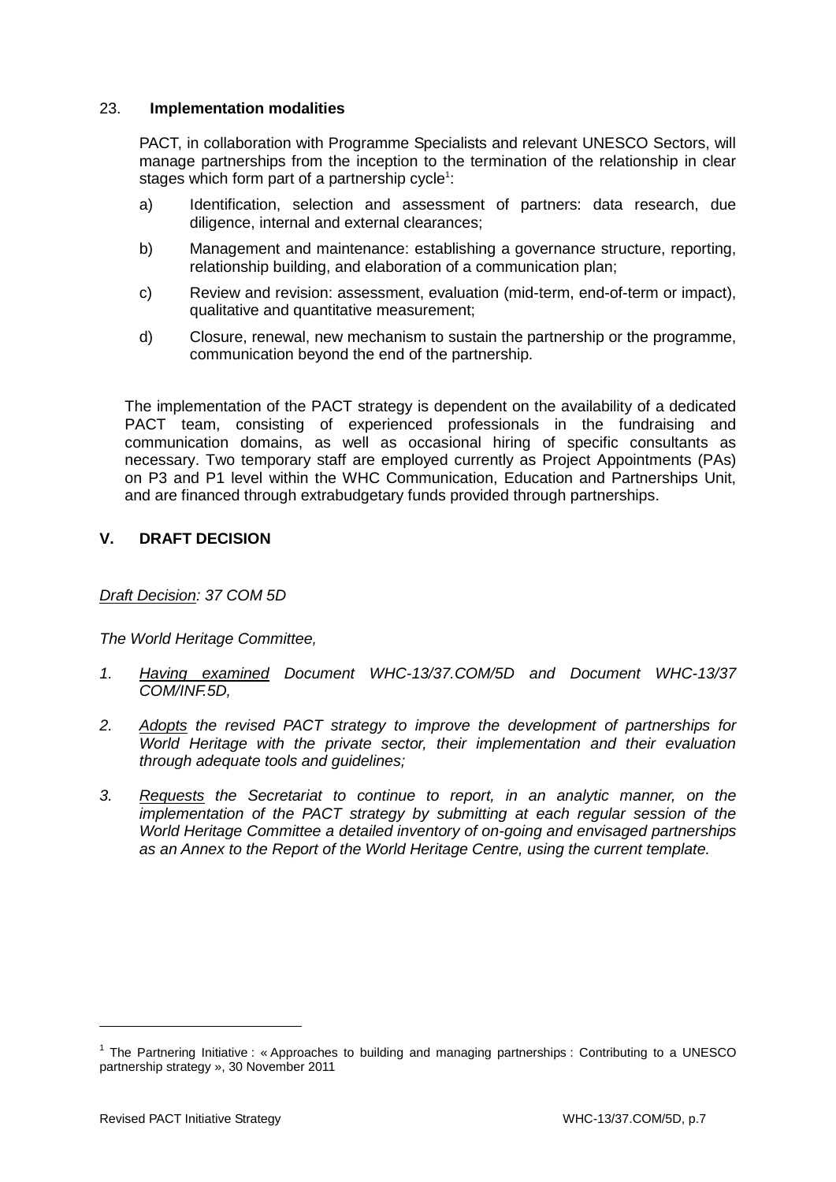23. **Implementation modalities**

PACT, in collaboration with Programme Specialists and relevant UNESCO Sectors, will manage partnerships from the inception to the termination of the relationship in clear stages which form part of a partnership cycle[1]:

a) Identification, selection and assessment of partners: data research, due diligence, internal and external clearances;

b) Management and maintenance: establishing a governance structure, reporting, relationship building, and elaboration of a communication plan;

c) Review and revision: assessment, evaluation (mid-term, end-of-term or impact), qualitative and quantitative measurement;

d) Closure, renewal, new mechanism to sustain the partnership or the programme, communication beyond the end of the partnership.

The implementation of the PACT strategy is dependent on the availability of a dedicated PACT team, consisting of experienced professionals in the fundraising and communication domains, as well as occasional hiring of specific consultants as necessary. Two temporary staff are employed currently as Project Appointments (PAs) on P3 and P1 level within the WHC Communication, Education and Partnerships Unit, and are financed through extrabudgetary funds provided through partnerships.

## V. DRAFT DECISION

*Draft Decision: 37 COM 5D*

*The World Heritage Committee,*

1. *Having examined Document WHC-13/37.COM/5D and Document WHC-13/37 COM/INF.5D,*

2. *Adopts the revised PACT strategy to improve the development of partnerships for World Heritage with the private sector, their implementation and their evaluation through adequate tools and guidelines;*

3. *Requests the Secretariat to continue to report, in an analytic manner, on the implementation of the PACT strategy by submitting at each regular session of the World Heritage Committee a detailed inventory of on-going and envisaged partnerships as an Annex to the Report of the World Heritage Centre, using the current template.*

---

[1] The Partnering Initiative : « Approaches to building and managing partnerships : Contributing to a UNESCO partnership strategy », 30 November 2011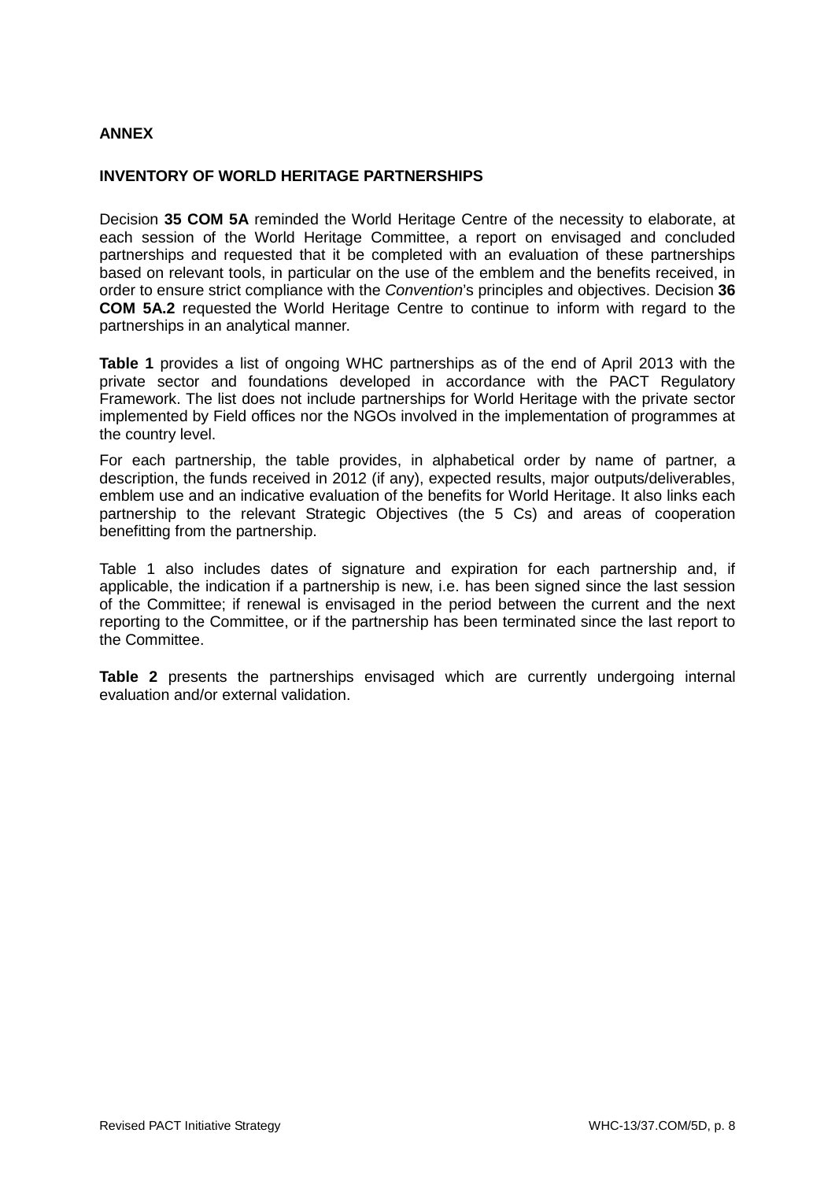**ANNEX**

**INVENTORY OF WORLD HERITAGE PARTNERSHIPS**

Decision **35 COM 5A** reminded the World Heritage Centre of the necessity to elaborate, at each session of the World Heritage Committee, a report on envisaged and concluded partnerships and requested that it be completed with an evaluation of these partnerships based on relevant tools, in particular on the use of the emblem and the benefits received, in order to ensure strict compliance with the *Convention*'s principles and objectives. Decision **36 COM 5A.2** requested the World Heritage Centre to continue to inform with regard to the partnerships in an analytical manner.

**Table 1** provides a list of ongoing WHC partnerships as of the end of April 2013 with the private sector and foundations developed in accordance with the PACT Regulatory Framework. The list does not include partnerships for World Heritage with the private sector implemented by Field offices nor the NGOs involved in the implementation of programmes at the country level.

For each partnership, the table provides, in alphabetical order by name of partner, a description, the funds received in 2012 (if any), expected results, major outputs/deliverables, emblem use and an indicative evaluation of the benefits for World Heritage. It also links each partnership to the relevant Strategic Objectives (the 5 Cs) and areas of cooperation benefitting from the partnership.

Table 1 also includes dates of signature and expiration for each partnership and, if applicable, the indication if a partnership is new, i.e. has been signed since the last session of the Committee; if renewal is envisaged in the period between the current and the next reporting to the Committee, or if the partnership has been terminated since the last report to the Committee.

**Table 2** presents the partnerships envisaged which are currently undergoing internal evaluation and/or external validation.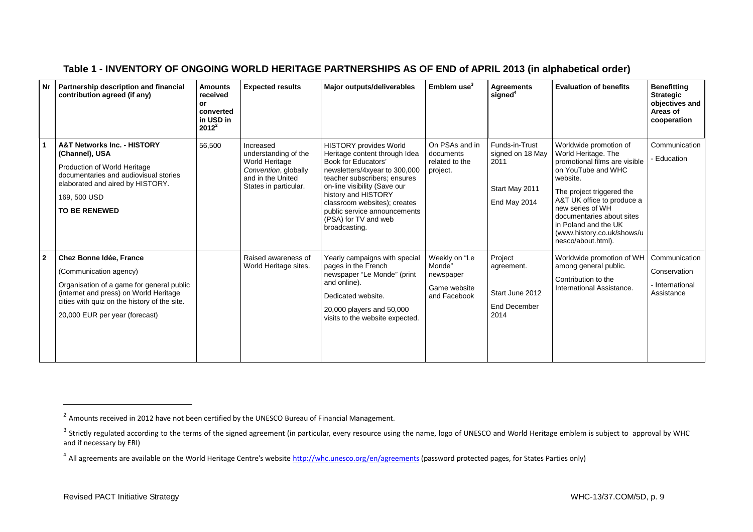## Table 1 - INVENTORY OF ONGOING WORLD HERITAGE PARTNERSHIPS AS OF END of APRIL 2013 (in alphabetical order)

| Nr | Partnership description and financial contribution agreed (if any) | Amounts received or converted in USD in 2012[2] | Expected results | Major outputs/deliverables | Emblem use[3] | Agreements signed[4] | Evaluation of benefits | Benefitting Strategic objectives and Areas of cooperation |
|---|---|---|---|---|---|---|---|---|
| 1 | **A&T Networks Inc. - HISTORY (Channel), USA**<br>Production of World Heritage documentaries and audiovisual stories elaborated and aired by HISTORY.<br>169, 500 USD<br>**TO BE RENEWED** | 56,500 | Increased understanding of the World Heritage *Convention*, globally and in the United States in particular. | HISTORY provides World Heritage content through Idea Book for Educators' newsletters/4xyear to 300,000 teacher subscribers; ensures on-line visibility (Save our history and HISTORY classroom websites); creates public service announcements (PSA) for TV and web broadcasting. | On PSAs and in documents related to the project. | Funds-in-Trust signed on 18 May 2011<br>Start May 2011<br>End May 2014 | Worldwide promotion of World Heritage. The promotional films are visible on YouTube and WHC website.<br>The project triggered the A&T UK office to produce a new series of WH documentaries about sites in Poland and the UK (www.history.co.uk/shows/unesco/about.html). | Communication<br>- Education |
| 2 | **Chez Bonne Idée, France**<br>(Communication agency)<br>Organisation of a game for general public (internet and press) on World Heritage cities with quiz on the history of the site.<br>20,000 EUR per year (forecast) | | Raised awareness of World Heritage sites. | Yearly campaigns with special pages in the French newspaper "Le Monde" (print and online).<br>Dedicated website.<br>20,000 players and 50,000 visits to the website expected. | Weekly on "Le Monde" newspaper<br>Game website and Facebook | Project agreement.<br>Start June 2012<br>End December 2014 | Worldwide promotion of WH among general public.<br>Contribution to the International Assistance. | Communication<br>Conservation<br>- International Assistance |

[2] Amounts received in 2012 have not been certified by the UNESCO Bureau of Financial Management.

[3] Strictly regulated according to the terms of the signed agreement (in particular, every resource using the name, logo of UNESCO and World Heritage emblem is subject to approval by WHC and if necessary by ERI)

[4] All agreements are available on the World Heritage Centre's website http://whc.unesco.org/en/agreements (password protected pages, for States Parties only)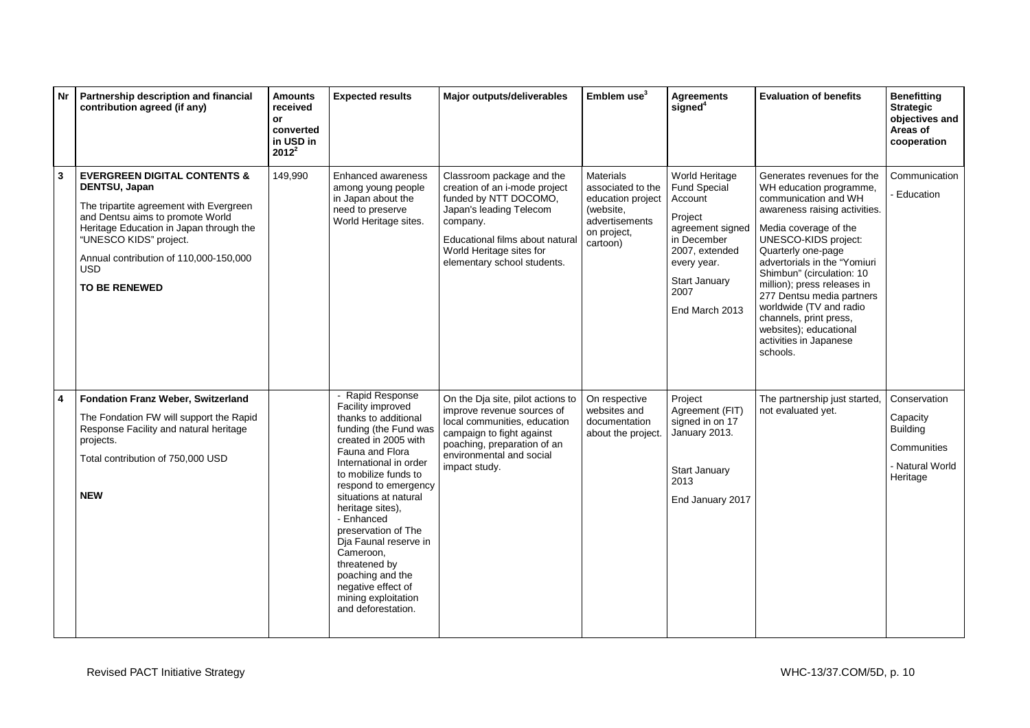| Nr | Partnership description and financial contribution agreed (if any) | Amounts received or converted in USD in 2012[2] | Expected results | Major outputs/deliverables | Emblem use[3] | Agreements signed[4] | Evaluation of benefits | Benefitting Strategic objectives and Areas of cooperation |
|---|---|---|---|---|---|---|---|---|
| 3 | **EVERGREEN DIGITAL CONTENTS & DENTSU, Japan**<br><br>The tripartite agreement with Evergreen and Dentsu aims to promote World Heritage Education in Japan through the "UNESCO KIDS" project.<br><br>Annual contribution of 110,000-150,000 USD<br><br>**TO BE RENEWED** | 149,990 | Enhanced awareness among young people in Japan about the need to preserve World Heritage sites. | Classroom package and the creation of an i-mode project funded by NTT DOCOMO, Japan's leading Telecom company.<br><br>Educational films about natural World Heritage sites for elementary school students. | Materials associated to the education project (website, advertisements on project, cartoon) | World Heritage Fund Special Account<br><br>Project agreement signed in December 2007, extended every year.<br><br>Start January 2007<br><br>End March 2013 | Generates revenues for the WH education programme, communication and WH awareness raising activities.<br><br>Media coverage of the UNESCO-KIDS project: Quarterly one-page advertorials in the "Yomiuri Shimbun" (circulation: 10 million); press releases in 277 Dentsu media partners worldwide (TV and radio channels, print press, websites); educational activities in Japanese schools. | Communication<br><br>- Education |
| 4 | **Fondation Franz Weber, Switzerland**<br><br>The Fondation FW will support the Rapid Response Facility and natural heritage projects.<br><br>Total contribution of 750,000 USD<br><br>**NEW** | | - Rapid Response Facility improved thanks to additional funding (the Fund was created in 2005 with Fauna and Flora International in order to mobilize funds to respond to emergency situations at natural heritage sites),<br>- Enhanced preservation of The Dja Faunal reserve in Cameroon, threatened by poaching and the negative effect of mining exploitation and deforestation. | On the Dja site, pilot actions to improve revenue sources of local communities, education campaign to fight against poaching, preparation of an environmental and social impact study. | On respective websites and documentation about the project. | Project Agreement (FIT) signed in on 17 January 2013.<br><br>Start January 2013<br><br>End January 2017 | The partnership just started, not evaluated yet. | Conservation<br><br>Capacity Building<br><br>Communities<br><br>- Natural World Heritage |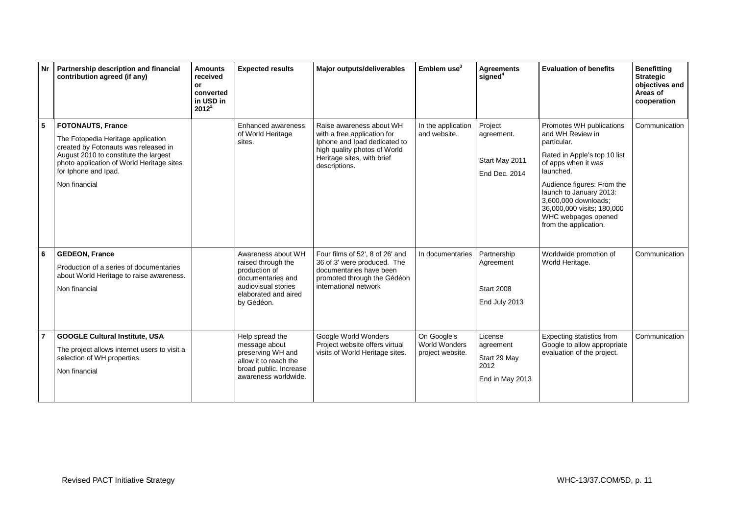| Nr | Partnership description and financial contribution agreed (if any) | Amounts received or converted in USD in 2012[2] | Expected results | Major outputs/deliverables | Emblem use[3] | Agreements signed[4] | Evaluation of benefits | Benefitting Strategic objectives and Areas of cooperation |
|---|---|---|---|---|---|---|---|---|
| 5 | **FOTONAUTS, France**<br>The Fotopedia Heritage application created by Fotonauts was released in August 2010 to constitute the largest photo application of World Heritage sites for Iphone and Ipad.<br>Non financial | | Enhanced awareness of World Heritage sites. | Raise awareness about WH with a free application for Iphone and Ipad dedicated to high quality photos of World Heritage sites, with brief descriptions. | In the application and website. | Project agreement.<br>Start May 2011<br>End Dec. 2014 | Promotes WH publications and WH Review in particular.<br>Rated in Apple's top 10 list of apps when it was launched.<br>Audience figures: From the launch to January 2013: 3,600,000 downloads; 36,000,000 visits; 180,000 WHC webpages opened from the application. | Communication |
| 6 | **GEDEON, France**<br>Production of a series of documentaries about World Heritage to raise awareness.<br>Non financial | | Awareness about WH raised through the production of documentaries and audiovisual stories elaborated and aired by Gédéon. | Four films of 52', 8 of 26' and 36 of 3' were produced. The documentaries have been promoted through the Gédéon international network | In documentaries | Partnership Agreement<br>Start 2008<br>End July 2013 | Worldwide promotion of World Heritage. | Communication |
| 7 | **GOOGLE Cultural Institute, USA**<br>The project allows internet users to visit a selection of WH properties.<br>Non financial | | Help spread the message about preserving WH and allow it to reach the broad public. Increase awareness worldwide. | Google World Wonders Project website offers virtual visits of World Heritage sites. | On Google's World Wonders project website. | License agreement<br>Start 29 May 2012<br>End in May 2013 | Expecting statistics from Google to allow appropriate evaluation of the project. | Communication |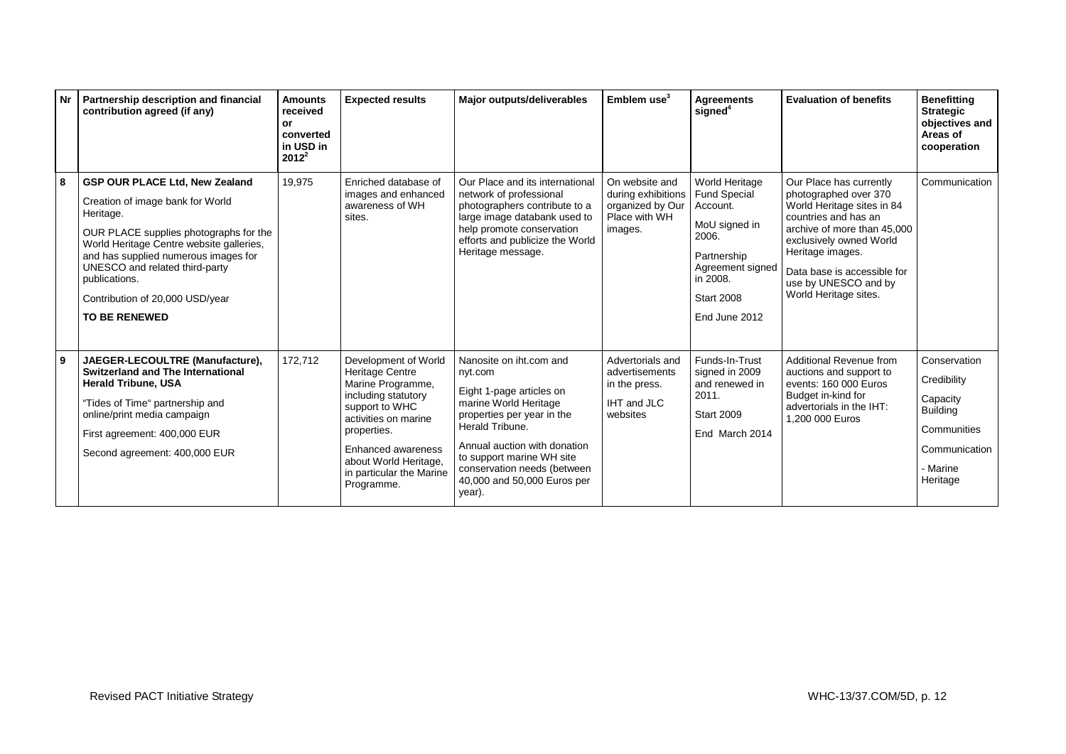| Nr | Partnership description and financial contribution agreed (if any) | Amounts received or converted in USD in 2012[2] | Expected results | Major outputs/deliverables | Emblem use[3] | Agreements signed[4] | Evaluation of benefits | Benefitting Strategic objectives and Areas of cooperation |
|---|---|---|---|---|---|---|---|---|
| 8 | **GSP OUR PLACE Ltd, New Zealand**<br><br>Creation of image bank for World Heritage.<br><br>OUR PLACE supplies photographs for the World Heritage Centre website galleries, and has supplied numerous images for UNESCO and related third-party publications.<br><br>Contribution of 20,000 USD/year<br><br>**TO BE RENEWED** | 19,975 | Enriched database of images and enhanced awareness of WH sites. | Our Place and its international network of professional photographers contribute to a large image databank used to help promote conservation efforts and publicize the World Heritage message. | On website and during exhibitions organized by Our Place with WH images. | World Heritage Fund Special Account.<br><br>MoU signed in 2006.<br><br>Partnership Agreement signed in 2008.<br><br>Start 2008<br><br>End June 2012 | Our Place has currently photographed over 370 World Heritage sites in 84 countries and has an archive of more than 45,000 exclusively owned World Heritage images.<br><br>Data base is accessible for use by UNESCO and by World Heritage sites. | Communication |
| 9 | **JAEGER-LECOULTRE (Manufacture), Switzerland and The International Herald Tribune, USA**<br><br>"Tides of Time" partnership and online/print media campaign<br><br>First agreement: 400,000 EUR<br><br>Second agreement: 400,000 EUR | 172,712 | Development of World Heritage Centre Marine Programme, including statutory support to WHC activities on marine properties.<br><br>Enhanced awareness about World Heritage, in particular the Marine Programme. | Nanosite on iht.com and nyt.com<br><br>Eight 1-page articles on marine World Heritage properties per year in the Herald Tribune.<br><br>Annual auction with donation to support marine WH site conservation needs (between 40,000 and 50,000 Euros per year). | Advertorials and advertisements in the press.<br><br>IHT and JLC websites | Funds-In-Trust signed in 2009 and renewed in 2011.<br><br>Start 2009<br><br>End March 2014 | Additional Revenue from auctions and support to events: 160 000 Euros Budget in-kind for advertorials in the IHT: 1,200 000 Euros | Conservation<br><br>Credibility<br><br>Capacity Building<br><br>Communities<br><br>Communication<br><br>- Marine Heritage |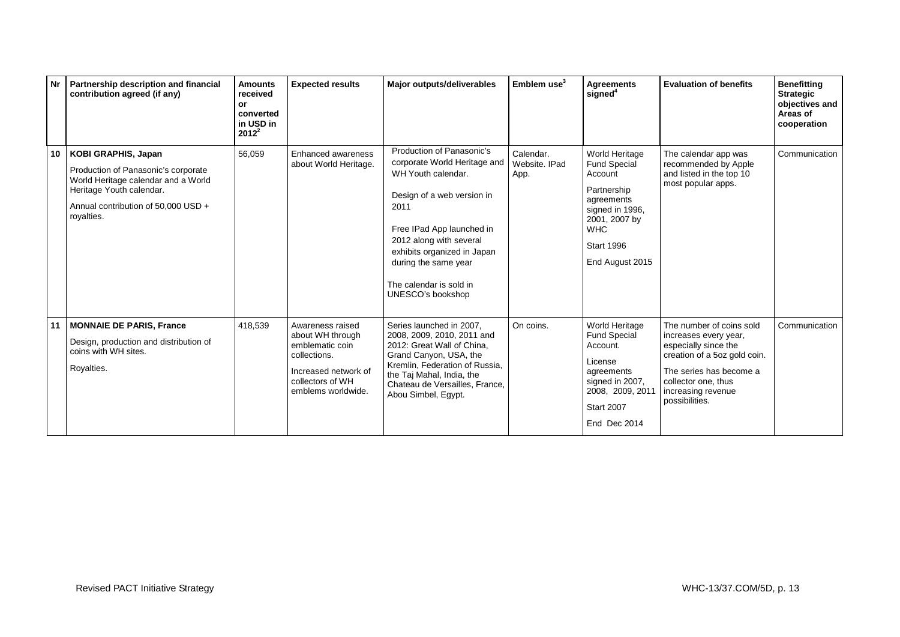| Nr | Partnership description and financial contribution agreed (if any) | Amounts received or converted in USD in 2012[2] | Expected results | Major outputs/deliverables | Emblem use[3] | Agreements signed[4] | Evaluation of benefits | Benefitting Strategic objectives and Areas of cooperation |
|---|---|---|---|---|---|---|---|---|
| 10 | **KOBI GRAPHIS, Japan**<br><br>Production of Panasonic's corporate World Heritage calendar and a World Heritage Youth calendar.<br><br>Annual contribution of 50,000 USD + royalties. | 56,059 | Enhanced awareness about World Heritage. | Production of Panasonic's corporate World Heritage and WH Youth calendar.<br><br>Design of a web version in 2011<br><br>Free IPad App launched in 2012 along with several exhibits organized in Japan during the same year<br><br>The calendar is sold in UNESCO's bookshop | Calendar. Website. IPad App. | World Heritage Fund Special Account<br><br>Partnership agreements signed in 1996, 2001, 2007 by WHC<br><br>Start 1996<br><br>End August 2015 | The calendar app was recommended by Apple and listed in the top 10 most popular apps. | Communication |
| 11 | **MONNAIE DE PARIS, France**<br><br>Design, production and distribution of coins with WH sites.<br><br>Royalties. | 418,539 | Awareness raised about WH through emblematic coin collections.<br><br>Increased network of collectors of WH emblems worldwide. | Series launched in 2007, 2008, 2009, 2010, 2011 and 2012: Great Wall of China, Grand Canyon, USA, the Kremlin, Federation of Russia, the Taj Mahal, India, the Chateau de Versailles, France, Abou Simbel, Egypt. | On coins. | World Heritage Fund Special Account.<br><br>License agreements signed in 2007, 2008, 2009, 2011<br><br>Start 2007<br><br>End Dec 2014 | The number of coins sold increases every year, especially since the creation of a 5oz gold coin.<br><br>The series has become a collector one, thus increasing revenue possibilities. | Communication |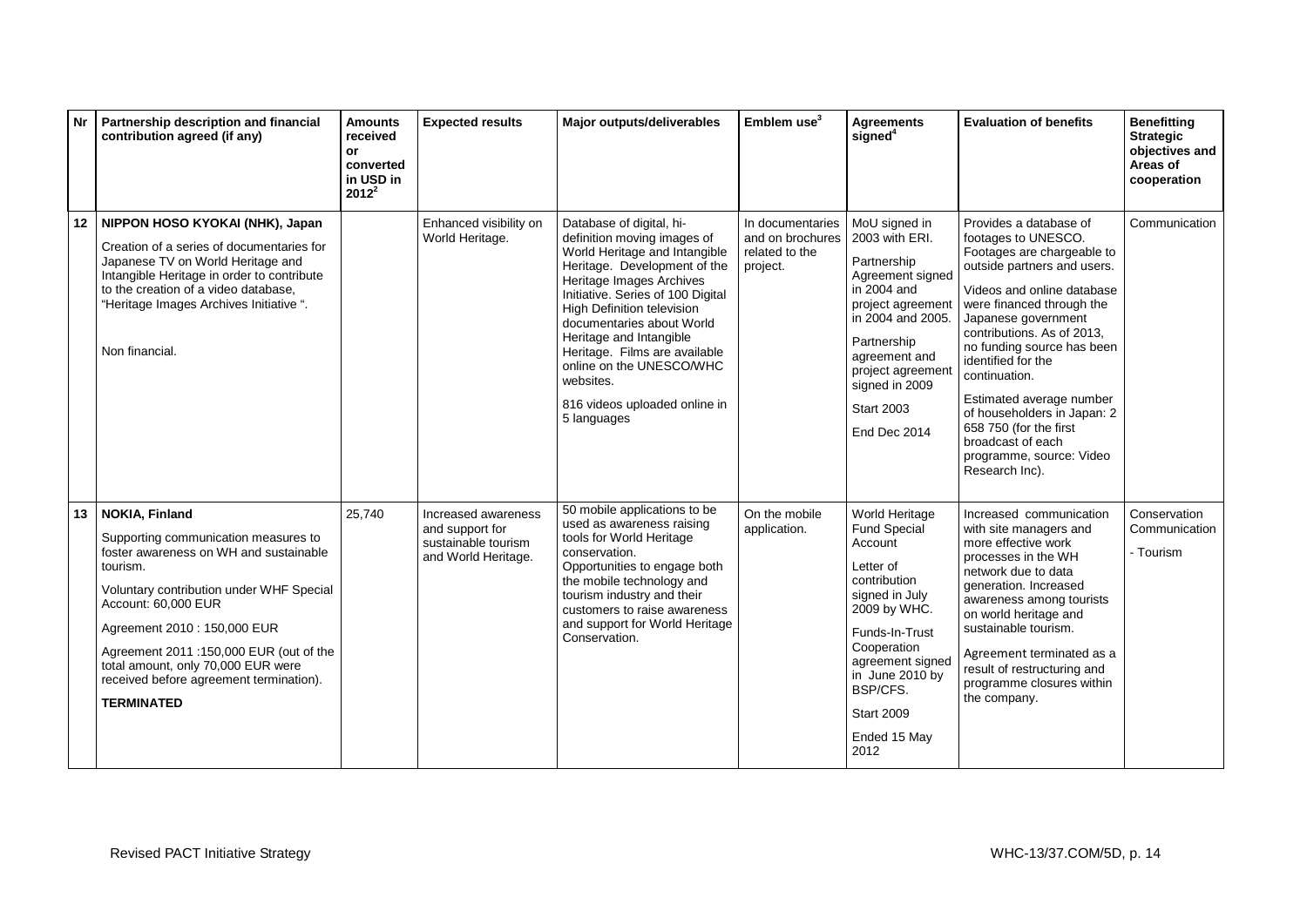| Nr | Partnership description and financial contribution agreed (if any) | Amounts received or converted in USD in 2012[2] | Expected results | Major outputs/deliverables | Emblem use[3] | Agreements signed[4] | Evaluation of benefits | Benefitting Strategic objectives and Areas of cooperation |
|---|---|---|---|---|---|---|---|---|
| 12 | **NIPPON HOSO KYOKAI (NHK), Japan**<br><br>Creation of a series of documentaries for Japanese TV on World Heritage and Intangible Heritage in order to contribute to the creation of a video database, "Heritage Images Archives Initiative ".<br><br>Non financial. | | Enhanced visibility on World Heritage. | Database of digital, hi-definition moving images of World Heritage and Intangible Heritage. Development of the Heritage Images Archives Initiative. Series of 100 Digital High Definition television documentaries about World Heritage and Intangible Heritage. Films are available online on the UNESCO/WHC websites.<br><br>816 videos uploaded online in 5 languages | In documentaries and on brochures related to the project. | MoU signed in 2003 with ERI.<br><br>Partnership Agreement signed in 2004 and project agreement in 2004 and 2005.<br><br>Partnership agreement and project agreement signed in 2009<br><br>Start 2003<br><br>End Dec 2014 | Provides a database of footages to UNESCO. Footages are chargeable to outside partners and users.<br><br>Videos and online database were financed through the Japanese government contributions. As of 2013, no funding source has been identified for the continuation.<br><br>Estimated average number of householders in Japan: 2 658 750 (for the first broadcast of each programme, source: Video Research Inc). | Communication |
| 13 | **NOKIA, Finland**<br><br>Supporting communication measures to foster awareness on WH and sustainable tourism.<br><br>Voluntary contribution under WHF Special Account: 60,000 EUR<br><br>Agreement 2010 : 150,000 EUR<br><br>Agreement 2011 :150,000 EUR (out of the total amount, only 70,000 EUR were received before agreement termination).<br><br>**TERMINATED** | 25,740 | Increased awareness and support for sustainable tourism and World Heritage. | 50 mobile applications to be used as awareness raising tools for World Heritage conservation.<br><br>Opportunities to engage both the mobile technology and tourism industry and their customers to raise awareness and support for World Heritage Conservation. | On the mobile application. | World Heritage Fund Special Account<br><br>Letter of contribution signed in July 2009 by WHC.<br><br>Funds-In-Trust Cooperation agreement signed in June 2010 by BSP/CFS.<br><br>Start 2009<br><br>Ended 15 May 2012 | Increased communication with site managers and more effective work processes in the WH network due to data generation. Increased awareness among tourists on world heritage and sustainable tourism.<br><br>Agreement terminated as a result of restructuring and programme closures within the company. | Conservation<br>Communication<br><br>- Tourism |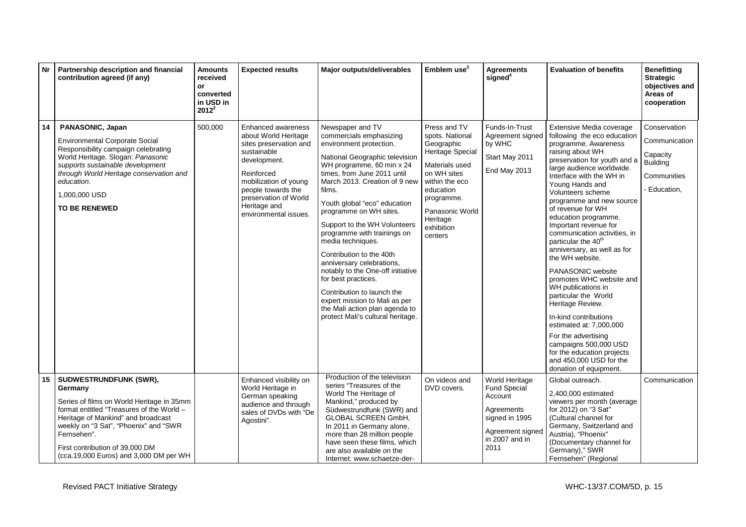| Nr | Partnership description and financial contribution agreed (if any) | Amounts received or converted in USD in 2012[2] | Expected results | Major outputs/deliverables | Emblem use[3] | Agreements signed[4] | Evaluation of benefits | Benefitting Strategic objectives and Areas of cooperation |
|---|---|---|---|---|---|---|---|---|
| 14 | **PANASONIC, Japan**<br><br>Environmental Corporate Social Responsibility campaign celebrating World Heritage. Slogan: *Panasonic supports sustainable development through World Heritage conservation and education.*<br><br>1,000,000 USD<br><br>**TO BE RENEWED** | 500,000 | Enhanced awareness about World Heritage sites preservation and sustainable development.<br><br>Reinforced mobilization of young people towards the preservation of World Heritage and environmental issues. | Newspaper and TV commercials emphasizing environment protection.<br><br>National Geographic television WH programme, 60 min x 24 times, from June 2011 until March 2013. Creation of 9 new films.<br><br>Youth global "eco" education programme on WH sites.<br><br>Support to the WH Volunteers programme with trainings on media techniques.<br><br>Contribution to the 40th anniversary celebrations, notably to the One-off initiative for best practices.<br><br>Contribution to launch the expert mission to Mali as per the Mali action plan agenda to protect Mali's cultural heritage. | Press and TV spots. National Geographic Heritage Special<br><br>Materials used on WH sites within the eco education programme.<br><br>Panasonic World Heritage exhibition centers | Funds-In-Trust Agreement signed by WHC<br><br>Start May 2011<br><br>End May 2013 | Extensive Media coverage following the eco education programme. Awareness raising about WH preservation for youth and a large audience worldwide. Interface with the WH in Young Hands and Volunteers scheme programme and new source of revenue for WH education programme. Important revenue for communication activities, in particular the 40th anniversary, as well as for the WH website.<br><br>PANASONIC website promotes WHC website and WH publications in particular the World Heritage Review.<br><br>In-kind contributions estimated at: 7,000,000<br><br>For the advertising campaigns 500,000 USD for the education projects and 450,000 USD for the donation of equipment. | Conservation<br><br>Communication<br><br>Capacity Building<br><br>Communities<br><br>- Education, |
| 15 | **SUDWESTRUNDFUNK (SWR), Germany**<br><br>Series of films on World Heritage in 35mm format entitled "Treasures of the World – Heritage of Mankind" and broadcast weekly on "3 Sat", "Phoenix" and "SWR Fernsehen".<br><br>First contribution of 39,000 DM (cca.19,000 Euros) and 3,000 DM per WH | | Enhanced visibility on World Heritage in German speaking audience and through sales of DVDs with "De Agostini". | Production of the television series "Treasures of the World The Heritage of Mankind," produced by Südwestrundfunk (SWR) and GLOBAL SCREEN GmbH, In 2011 in Germany alone, more than 28 million people have seen these films, which are also available on the Internet: www.schaetze-der- | On videos and DVD covers. | World Heritage Fund Special Account<br><br>Agreements signed in 1995<br><br>Agreement signed in 2007 and in 2011 | Global outreach.<br><br>2,400,000 estimated viewers per month (average for 2012) on "3 Sat" (Cultural channel for Germany, Switzerland and Austria), "Phoenix" (Documentary channel for Germany)," SWR Fernsehen" (Regional | Communication |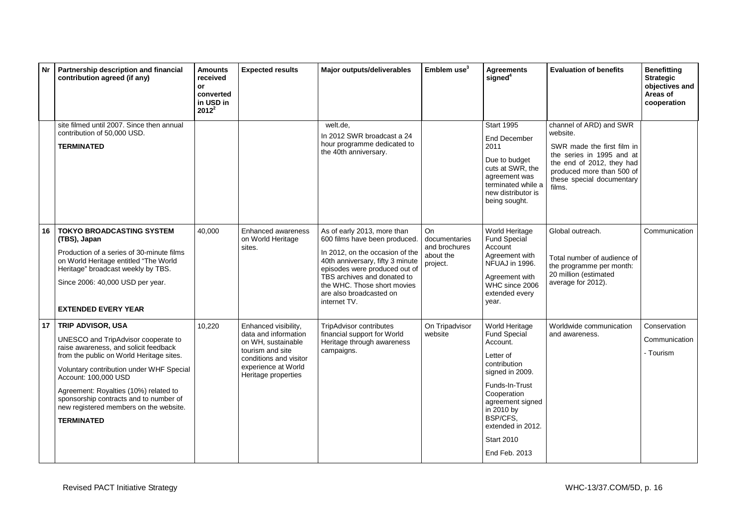| Nr | Partnership description and financial contribution agreed (if any) | Amounts received or converted in USD in 2012[2] | Expected results | Major outputs/deliverables | Emblem use[3] | Agreements signed[4] | Evaluation of benefits | Benefitting Strategic objectives and Areas of cooperation |
|---|---|---|---|---|---|---|---|---|
| | site filmed until 2007. Since then annual contribution of 50,000 USD.<br><br>**TERMINATED** | | | welt.de,<br>In 2012 SWR broadcast a 24 hour programme dedicated to the 40th anniversary. | | Start 1995<br>End December 2011<br>Due to budget cuts at SWR, the agreement was terminated while a new distributor is being sought. | channel of ARD) and SWR website.<br>SWR made the first film in the series in 1995 and at the end of 2012, they had produced more than 500 of these special documentary films. | |
| 16 | **TOKYO BROADCASTING SYSTEM (TBS), Japan**<br>Production of a series of 30-minute films on World Heritage entitled "The World Heritage" broadcast weekly by TBS.<br>Since 2006: 40,000 USD per year.<br><br>**EXTENDED EVERY YEAR** | 40,000 | Enhanced awareness on World Heritage sites. | As of early 2013, more than 600 films have been produced.<br>In 2012, on the occasion of the 40th anniversary, fifty 3 minute episodes were produced out of TBS archives and donated to the WHC. Those short movies are also broadcasted on internet TV. | On documentaries and brochures about the project. | World Heritage Fund Special Account<br>Agreement with NFUAJ in 1996.<br>Agreement with WHC since 2006 extended every year. | Global outreach.<br><br>Total number of audience of the programme per month: 20 million (estimated average for 2012). | Communication |
| 17 | **TRIP ADVISOR, USA**<br>UNESCO and TripAdvisor cooperate to raise awareness, and solicit feedback from the public on World Heritage sites.<br>Voluntary contribution under WHF Special Account: 100,000 USD<br>Agreement: Royalties (10%) related to sponsorship contracts and to number of new registered members on the website.<br>**TERMINATED** | 10,220 | Enhanced visibility, data and information on WH, sustainable tourism and site conditions and visitor experience at World Heritage properties | TripAdvisor contributes financial support for World Heritage through awareness campaigns. | On Tripadvisor website | World Heritage Fund Special Account.<br>Letter of contribution signed in 2009.<br>Funds-In-Trust Cooperation agreement signed in 2010 by BSP/CFS, extended in 2012.<br>Start 2010<br>End Feb. 2013 | Worldwide communication and awareness. | Conservation<br>Communication<br>- Tourism |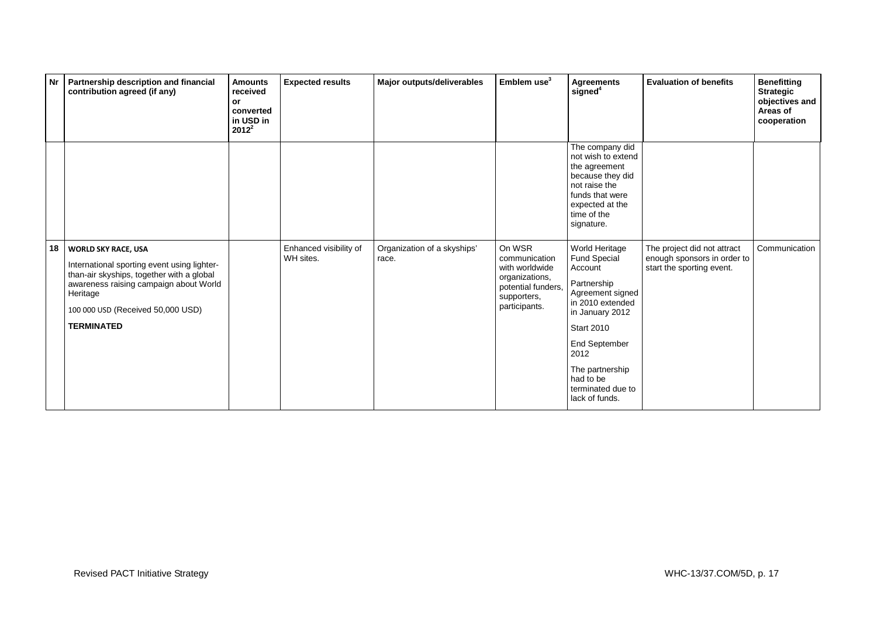| Nr | Partnership description and financial contribution agreed (if any) | Amounts received or converted in USD in 2012[2] | Expected results | Major outputs/deliverables | Emblem use[3] | Agreements signed[4] | Evaluation of benefits | Benefitting Strategic objectives and Areas of cooperation |
|---|---|---|---|---|---|---|---|---|
| | | | | | | The company did not wish to extend the agreement because they did not raise the funds that were expected at the time of the signature. | | |
| 18 | **WORLD SKY RACE, USA**<br><br>International sporting event using lighter-than-air skyships, together with a global awareness raising campaign about World Heritage<br><br>100 000 USD (Received 50,000 USD)<br><br>**TERMINATED** | | Enhanced visibility of WH sites. | Organization of a skyships' race. | On WSR communication with worldwide organizations, potential funders, supporters, participants. | World Heritage Fund Special Account<br><br>Partnership Agreement signed in 2010 extended in January 2012<br><br>Start 2010<br><br>End September 2012<br><br>The partnership had to be terminated due to lack of funds. | The project did not attract enough sponsors in order to start the sporting event. | Communication |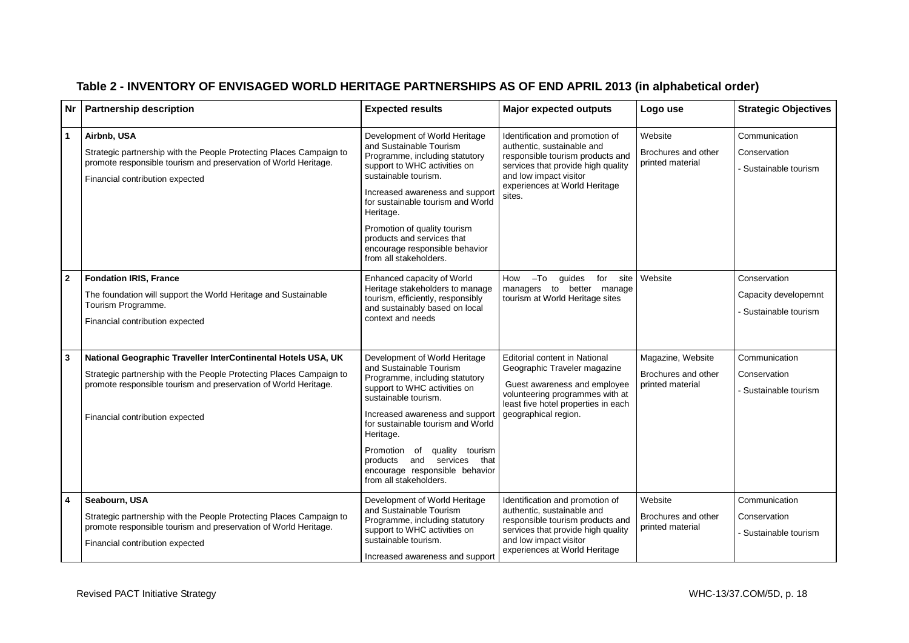## Table 2 - INVENTORY OF ENVISAGED WORLD HERITAGE PARTNERSHIPS AS OF END APRIL 2013 (in alphabetical order)

| Nr | Partnership description | Expected results | Major expected outputs | Logo use | Strategic Objectives |
|---|---|---|---|---|---|
| 1 | **Airbnb, USA**<br>Strategic partnership with the People Protecting Places Campaign to promote responsible tourism and preservation of World Heritage.<br>Financial contribution expected | Development of World Heritage and Sustainable Tourism Programme, including statutory support to WHC activities on sustainable tourism.<br>Increased awareness and support for sustainable tourism and World Heritage.<br>Promotion of quality tourism products and services that encourage responsible behavior from all stakeholders. | Identification and promotion of authentic, sustainable and responsible tourism products and services that provide high quality and low impact visitor experiences at World Heritage sites. | Website<br>Brochures and other printed material | Communication<br>Conservation<br>- Sustainable tourism |
| 2 | **Fondation IRIS, France**<br>The foundation will support the World Heritage and Sustainable Tourism Programme.<br>Financial contribution expected | Enhanced capacity of World Heritage stakeholders to manage tourism, efficiently, responsibly and sustainably based on local context and needs | How –To guides for site managers to better manage tourism at World Heritage sites | Website | Conservation<br>Capacity developemnt<br>- Sustainable tourism |
| 3 | **National Geographic Traveller InterContinental Hotels USA, UK**<br>Strategic partnership with the People Protecting Places Campaign to promote responsible tourism and preservation of World Heritage.<br>Financial contribution expected | Development of World Heritage and Sustainable Tourism Programme, including statutory support to WHC activities on sustainable tourism.<br>Increased awareness and support for sustainable tourism and World Heritage.<br>Promotion of quality tourism products and services that encourage responsible behavior from all stakeholders. | Editorial content in National Geographic Traveler magazine<br>Guest awareness and employee volunteering programmes with at least five hotel properties in each geographical region. | Magazine, Website<br>Brochures and other printed material | Communication<br>Conservation<br>- Sustainable tourism |
| 4 | **Seabourn, USA**<br>Strategic partnership with the People Protecting Places Campaign to promote responsible tourism and preservation of World Heritage.<br>Financial contribution expected | Development of World Heritage and Sustainable Tourism Programme, including statutory support to WHC activities on sustainable tourism.<br>Increased awareness and support | Identification and promotion of authentic, sustainable and responsible tourism products and services that provide high quality and low impact visitor experiences at World Heritage | Website<br>Brochures and other printed material | Communication<br>Conservation<br>- Sustainable tourism |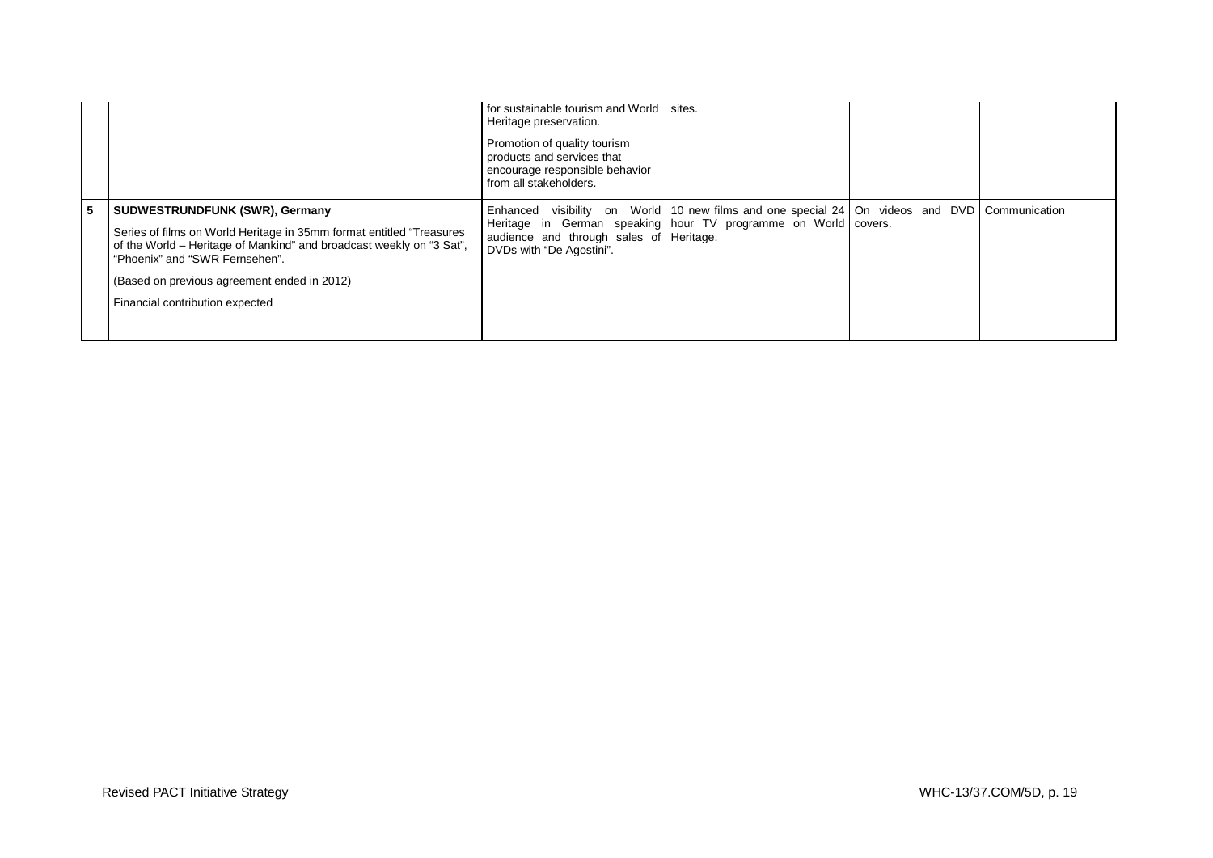| | | | | | |
|---|---|---|---|---|---|
| | | for sustainable tourism and World Heritage preservation.<br><br>Promotion of quality tourism products and services that encourage responsible behavior from all stakeholders. | sites. | | |
| **5** | **SUDWESTRUNDFUNK (SWR), Germany**<br><br>Series of films on World Heritage in 35mm format entitled "Treasures of the World – Heritage of Mankind" and broadcast weekly on "3 Sat", "Phoenix" and "SWR Fernsehen".<br><br>(Based on previous agreement ended in 2012)<br><br>Financial contribution expected | Enhanced visibility on World Heritage in German speaking audience and through sales of DVDs with "De Agostini". | 10 new films and one special 24 hour TV programme on World Heritage. | On videos and DVD covers. | Communication |